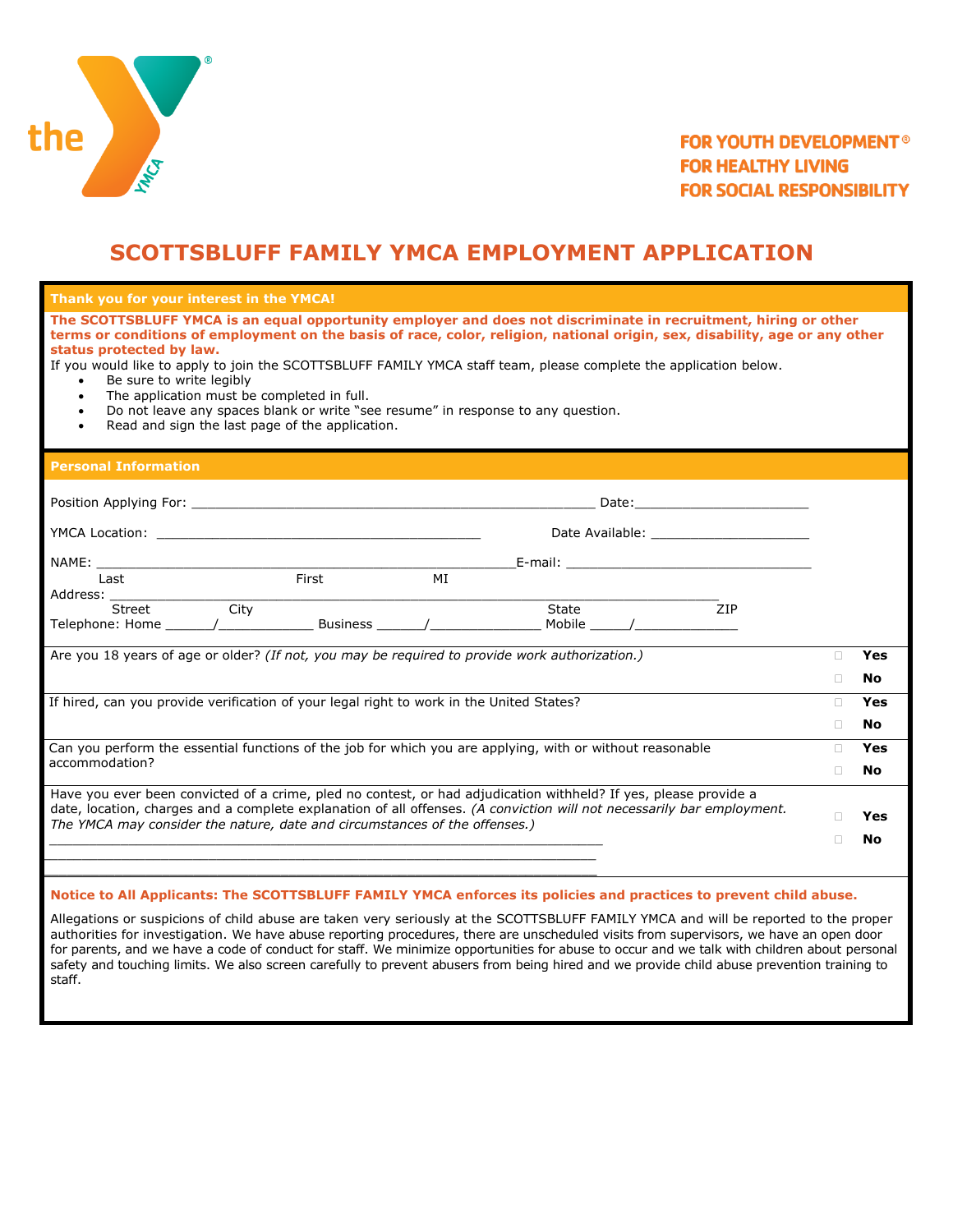FOR YOUTH DEVELOPMENT®
FOR HEALTHY LIVING
FOR SOCIAL RESPONSIBILITY

# SCOTTSBLUFF FAMILY YMCA EMPLOYMENT APPLICATION

**Thank you for your interest in the YMCA!**

**The SCOTTSBLUFF YMCA is an equal opportunity employer and does not discriminate in recruitment, hiring or other terms or conditions of employment on the basis of race, color, religion, national origin, sex, disability, age or any other status protected by law.**

If you would like to apply to join the SCOTTSBLUFF FAMILY YMCA staff team, please complete the application below.

- Be sure to write legibly
- The application must be completed in full.
- Do not leave any spaces blank or write "see resume" in response to any question.
- Read and sign the last page of the application.

## Personal Information

Position Applying For: ______________________________________________ Date: ______________________

YMCA Location: ________________________________________ Date Available: ____________________

NAME: ______________________________________________________ E-mail: ________________________________
Last First MI

Address: ________________________________________________________________________________
Street City State ZIP

Telephone: Home ______/____________ Business ______/______________ Mobile _____/_____________

Are you 18 years of age or older? *(If not, you may be required to provide work authorization.)*
☐ **Yes**
☐ **No**

If hired, can you provide verification of your legal right to work in the United States?
☐ **Yes**
☐ **No**

Can you perform the essential functions of the job for which you are applying, with or without reasonable accommodation?
☐ **Yes**
☐ **No**

Have you ever been convicted of a crime, pled no contest, or had adjudication withheld? If yes, please provide a date, location, charges and a complete explanation of all offenses. *(A conviction will not necessarily bar employment. The YMCA may consider the nature, date and circumstances of the offenses.)*
☐ **Yes**
☐ **No**

______________________________________________________________________________
______________________________________________________________________________
______________________________________________________________________________

**Notice to All Applicants: The SCOTTSBLUFF FAMILY YMCA enforces its policies and practices to prevent child abuse.**

Allegations or suspicions of child abuse are taken very seriously at the SCOTTSBLUFF FAMILY YMCA and will be reported to the proper authorities for investigation. We have abuse reporting procedures, there are unscheduled visits from supervisors, we have an open door for parents, and we have a code of conduct for staff. We minimize opportunities for abuse to occur and we talk with children about personal safety and touching limits. We also screen carefully to prevent abusers from being hired and we provide child abuse prevention training to staff.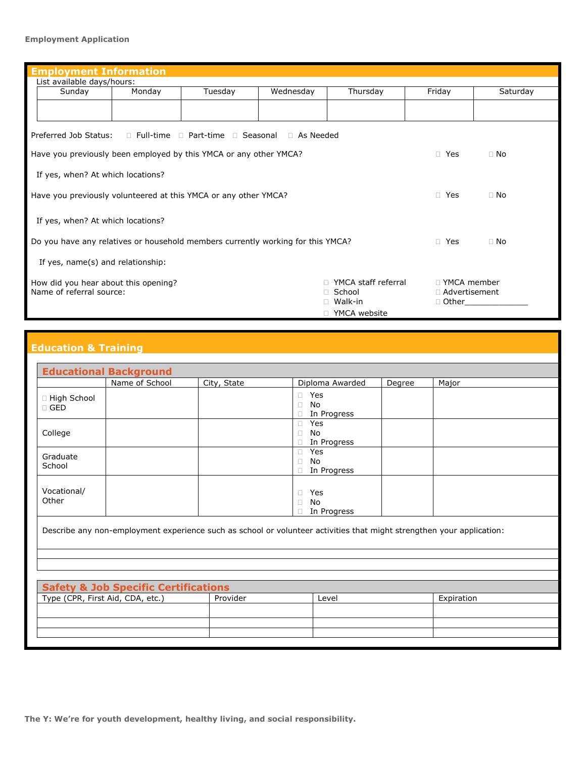**Employment Application**

## Employment Information

List available days/hours:

| Sunday | Monday | Tuesday | Wednesday | Thursday | Friday | Saturday |
|---|---|---|---|---|---|---|
| | | | | | | |

Preferred Job Status: ☐ Full-time ☐ Part-time ☐ Seasonal ☐ As Needed

Have you previously been employed by this YMCA or any other YMCA? ☐ Yes ☐ No

If yes, when? At which locations?

Have you previously volunteered at this YMCA or any other YMCA? ☐ Yes ☐ No

If yes, when? At which locations?

Do you have any relatives or household members currently working for this YMCA? ☐ Yes ☐ No

If yes, name(s) and relationship:

How did you hear about this opening?
Name of referral source:

☐ YMCA staff referral
☐ School
☐ Walk-in
☐ YMCA website
☐ YMCA member
☐ Advertisement
☐ Other______________

## Education & Training

### Educational Background

| | Name of School | City, State | Diploma Awarded | Degree | Major |
|---|---|---|---|---|---|
| ☐ High School ☐ GED | | | ☐ Yes ☐ No ☐ In Progress | | |
| College | | | ☐ Yes ☐ No ☐ In Progress | | |
| Graduate School | | | ☐ Yes ☐ No ☐ In Progress | | |
| Vocational/ Other | | | ☐ Yes ☐ No ☐ In Progress | | |

Describe any non-employment experience such as school or volunteer activities that might strengthen your application:

### Safety & Job Specific Certifications

| Type (CPR, First Aid, CDA, etc.) | Provider | Level | Expiration |
|---|---|---|---|
| | | | |
| | | | |
| | | | |

**The Y: We're for youth development, healthy living, and social responsibility.**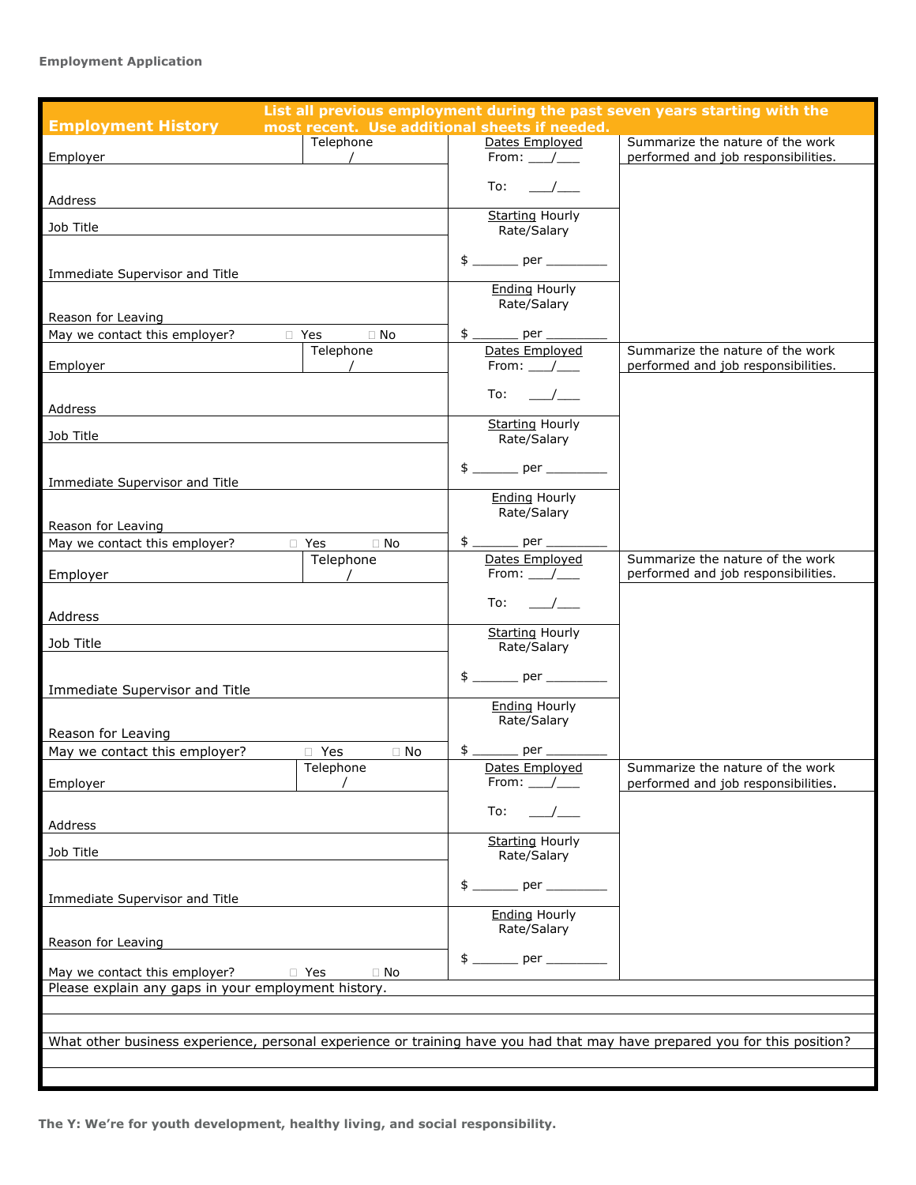Employment Application

## Employment History

**List all previous employment during the past seven years starting with the most recent. Use additional sheets if needed.**

| Employer | Telephone / | Dates Employed From: ___/___ To: ___/___ | Summarize the nature of the work performed and job responsibilities. |
|---|---|---|---|
| Address | | | |
| Job Title | | Starting Hourly Rate/Salary $ ______ per ________ | |
| Immediate Supervisor and Title | | | |
| Reason for Leaving | | Ending Hourly Rate/Salary | |
| May we contact this employer? ☐ Yes ☐ No | | $ ______ per ________ | |
| Employer | Telephone / | Dates Employed From: ___/___ To: ___/___ | Summarize the nature of the work performed and job responsibilities. |
| Address | | | |
| Job Title | | Starting Hourly Rate/Salary $ ______ per ________ | |
| Immediate Supervisor and Title | | | |
| Reason for Leaving | | Ending Hourly Rate/Salary | |
| May we contact this employer? ☐ Yes ☐ No | | $ ______ per ________ | |
| Employer | Telephone / | Dates Employed From: ___/___ To: ___/___ | Summarize the nature of the work performed and job responsibilities. |
| Address | | | |
| Job Title | | Starting Hourly Rate/Salary $ ______ per ________ | |
| Immediate Supervisor and Title | | | |
| Reason for Leaving | | Ending Hourly Rate/Salary | |
| May we contact this employer? ☐ Yes ☐ No | | $ ______ per ________ | |
| Employer | Telephone / | Dates Employed From: ___/___ To: ___/___ | Summarize the nature of the work performed and job responsibilities. |
| Address | | | |
| Job Title | | Starting Hourly Rate/Salary $ ______ per ________ | |
| Immediate Supervisor and Title | | | |
| Reason for Leaving | | Ending Hourly Rate/Salary | |
| May we contact this employer? ☐ Yes ☐ No | | $ ______ per ________ | |

Please explain any gaps in your employment history.

What other business experience, personal experience or training have you had that may have prepared you for this position?

**The Y: We're for youth development, healthy living, and social responsibility.**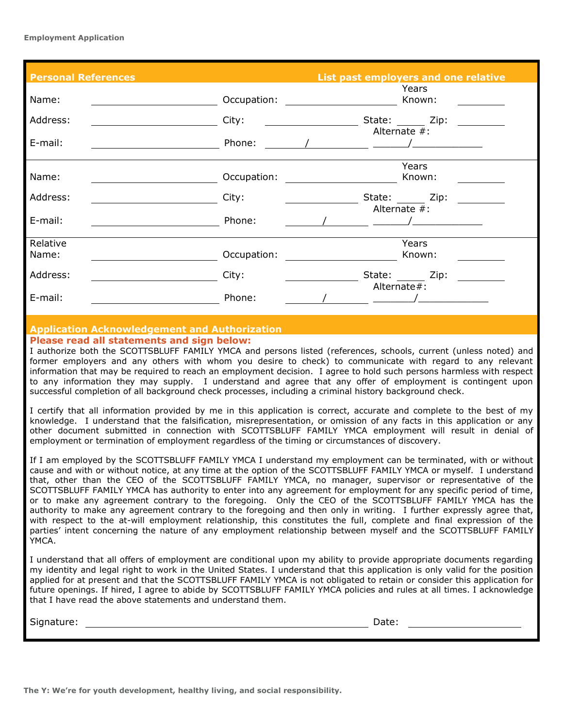**Employment Application**

## Personal References — List past employers and one relative

Name: ____________ Occupation: ____________ Years Known: ________

Address: ____________ City: ____________ State: _____ Zip: ________

E-mail: ____________ Phone: ______/__________ Alternate #: ______/__________

---

Name: ____________ Occupation: ____________ Years Known: ________

Address: ____________ City: ____________ State: _____ Zip: ________

E-mail: ____________ Phone: ______/__________ Alternate #: ______/__________

---

Relative Name: ____________ Occupation: ____________ Years Known: ________

Address: ____________ City: ____________ State: _____ Zip: ________

E-mail: ____________ Phone: ______/__________ Alternate#: ______/__________

## Application Acknowledgement and Authorization

**Please read all statements and sign below:**

I authorize both the SCOTTSBLUFF FAMILY YMCA and persons listed (references, schools, current (unless noted) and former employers and any others with whom you desire to check) to communicate with regard to any relevant information that may be required to reach an employment decision. I agree to hold such persons harmless with respect to any information they may supply. I understand and agree that any offer of employment is contingent upon successful completion of all background check processes, including a criminal history background check.

I certify that all information provided by me in this application is correct, accurate and complete to the best of my knowledge. I understand that the falsification, misrepresentation, or omission of any facts in this application or any other document submitted in connection with SCOTTSBLUFF FAMILY YMCA employment will result in denial of employment or termination of employment regardless of the timing or circumstances of discovery.

If I am employed by the SCOTTSBLUFF FAMILY YMCA I understand my employment can be terminated, with or without cause and with or without notice, at any time at the option of the SCOTTSBLUFF FAMILY YMCA or myself. I understand that, other than the CEO of the SCOTTSBLUFF FAMILY YMCA, no manager, supervisor or representative of the SCOTTSBLUFF FAMILY YMCA has authority to enter into any agreement for employment for any specific period of time, or to make any agreement contrary to the foregoing. Only the CEO of the SCOTTSBLUFF FAMILY YMCA has the authority to make any agreement contrary to the foregoing and then only in writing. I further expressly agree that, with respect to the at-will employment relationship, this constitutes the full, complete and final expression of the parties' intent concerning the nature of any employment relationship between myself and the SCOTTSBLUFF FAMILY YMCA.

I understand that all offers of employment are conditional upon my ability to provide appropriate documents regarding my identity and legal right to work in the United States. I understand that this application is only valid for the position applied for at present and that the SCOTTSBLUFF FAMILY YMCA is not obligated to retain or consider this application for future openings. If hired, I agree to abide by SCOTTSBLUFF FAMILY YMCA policies and rules at all times. I acknowledge that I have read the above statements and understand them.

Signature: ______________________________ Date: ________________

**The Y: We're for youth development, healthy living, and social responsibility.**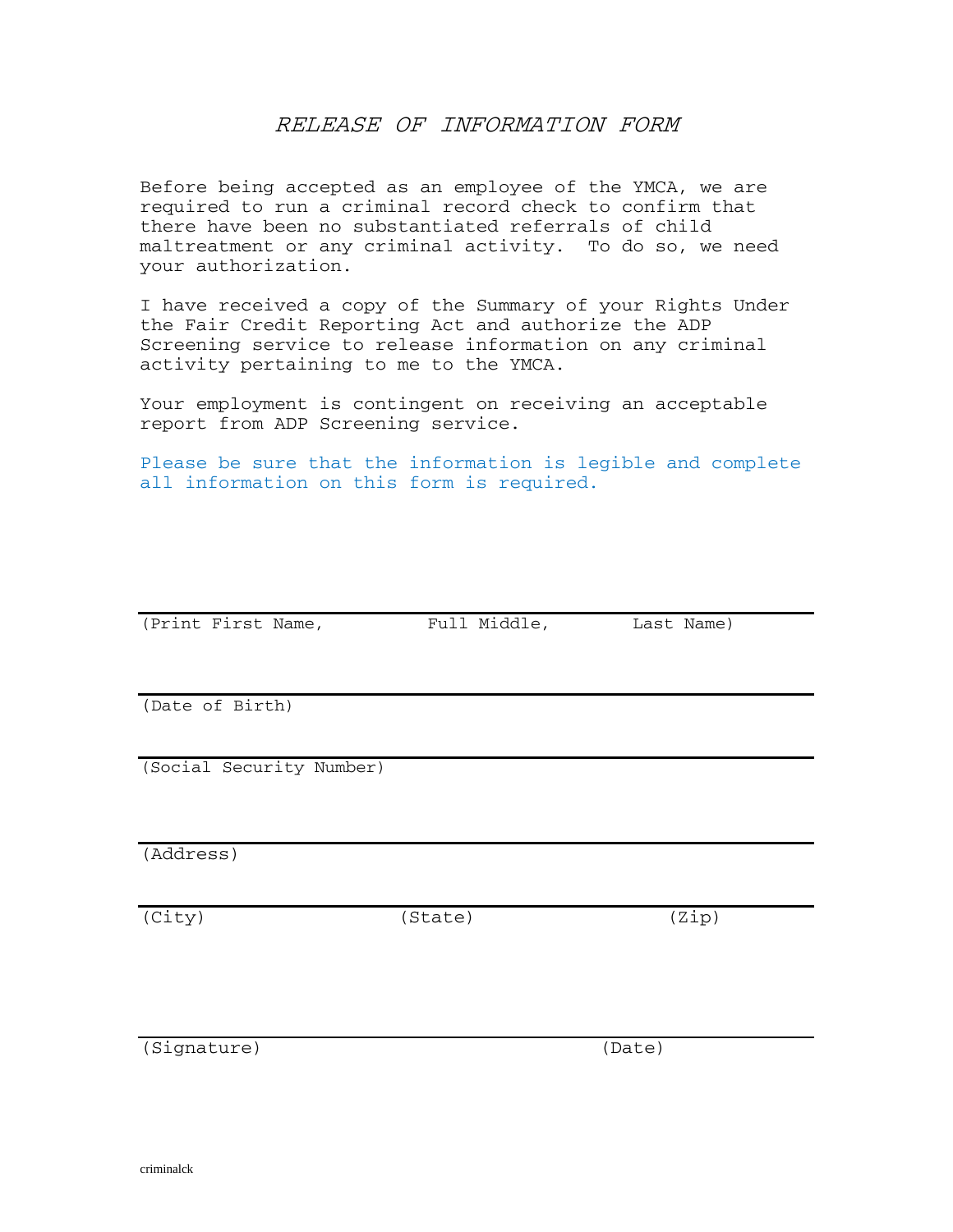# *RELEASE OF INFORMATION FORM*

Before being accepted as an employee of the YMCA, we are required to run a criminal record check to confirm that there have been no substantiated referrals of child maltreatment or any criminal activity. To do so, we need your authorization.

I have received a copy of the Summary of your Rights Under the Fair Credit Reporting Act and authorize the ADP Screening service to release information on any criminal activity pertaining to me to the YMCA.

Your employment is contingent on receiving an acceptable report from ADP Screening service.

Please be sure that the information is legible and complete all information on this form is required.

\_\_\_\_\_\_\_\_\_\_\_\_\_\_\_\_\_\_\_\_\_\_\_\_\_\_\_\_\_\_\_\_\_\_\_\_\_\_\_\_\_\_\_\_\_\_\_\_\_\_\_\_\_\_\_\_\_\_\_\_

(Print First Name, Full Middle, Last Name)

\_\_\_\_\_\_\_\_\_\_\_\_\_\_\_\_\_\_\_\_\_\_\_\_\_\_\_\_\_\_\_\_\_\_\_\_\_\_\_\_\_\_\_\_\_\_\_\_\_\_\_\_\_\_\_\_\_\_\_\_

(Date of Birth)

\_\_\_\_\_\_\_\_\_\_\_\_\_\_\_\_\_\_\_\_\_\_\_\_\_\_\_\_\_\_\_\_\_\_\_\_\_\_\_\_\_\_\_\_\_\_\_\_\_\_\_\_\_\_\_\_\_\_\_\_

(Social Security Number)

\_\_\_\_\_\_\_\_\_\_\_\_\_\_\_\_\_\_\_\_\_\_\_\_\_\_\_\_\_\_\_\_\_\_\_\_\_\_\_\_\_\_\_\_\_\_\_\_\_\_\_\_\_\_\_\_\_\_\_\_

(Address)

\_\_\_\_\_\_\_\_\_\_\_\_\_\_\_\_\_\_\_\_\_\_\_\_\_\_\_\_\_\_\_\_\_\_\_\_\_\_\_\_\_\_\_\_\_\_\_\_\_\_\_\_\_\_\_\_\_\_\_\_

(City) (State) (Zip)

\_\_\_\_\_\_\_\_\_\_\_\_\_\_\_\_\_\_\_\_\_\_\_\_\_\_\_\_\_\_\_\_\_\_\_\_\_\_\_\_\_\_\_\_\_\_\_\_\_\_\_\_\_\_\_\_\_\_\_\_

(Signature) (Date)

criminalck